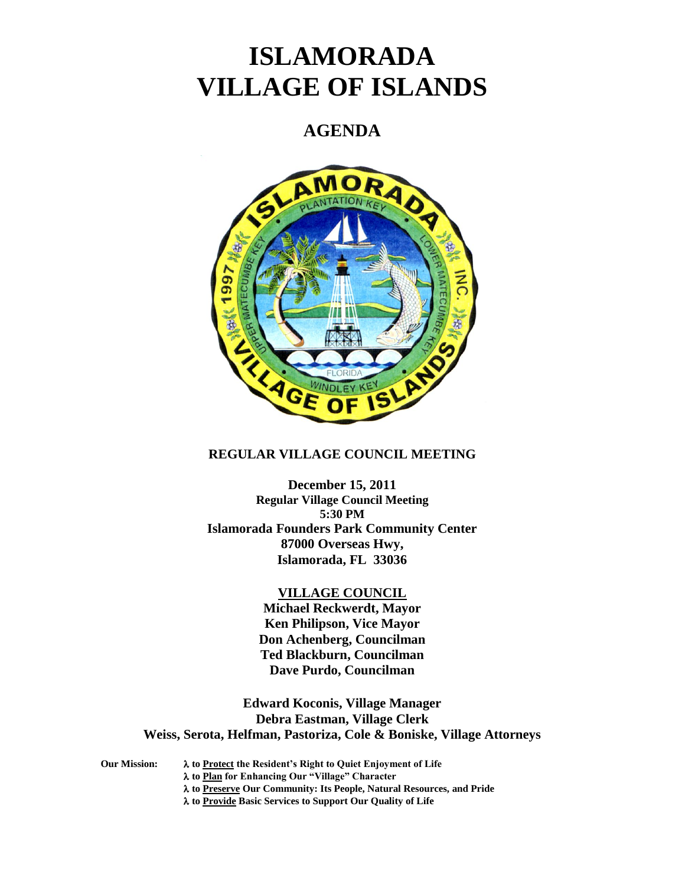# ISLAMORADA VILLAGE OF ISLANDS

## AGENDA

### REGULAR VILLAGE COUNCIL MEETING

**December 15, 2011**
**Regular Village Council Meeting**
**5:30 PM**
**Islamorada Founders Park Community Center**
**87000 Overseas Hwy,**
**Islamorada, FL 33036**

**VILLAGE COUNCIL**

**Michael Reckwerdt, Mayor**
**Ken Philipson, Vice Mayor**
**Don Achenberg, Councilman**
**Ted Blackburn, Councilman**
**Dave Purdo, Councilman**

**Edward Koconis, Village Manager**
**Debra Eastman, Village Clerk**
**Weiss, Serota, Helfman, Pastoriza, Cole & Boniske, Village Attorneys**

**Our Mission:**
- **to Protect the Resident's Right to Quiet Enjoyment of Life**
- **to Plan for Enhancing Our "Village" Character**
- **to Preserve Our Community: Its People, Natural Resources, and Pride**
- **to Provide Basic Services to Support Our Quality of Life**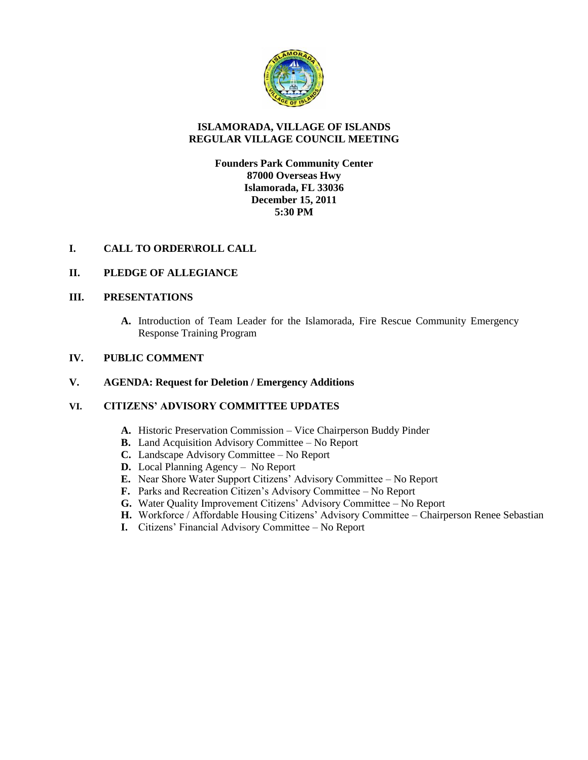**ISLAMORADA, VILLAGE OF ISLANDS**
**REGULAR VILLAGE COUNCIL MEETING**

**Founders Park Community Center**
**87000 Overseas Hwy**
**Islamorada, FL 33036**
**December 15, 2011**
**5:30 PM**

## I. CALL TO ORDER\ROLL CALL

## II. PLEDGE OF ALLEGIANCE

## III. PRESENTATIONS

**A.** Introduction of Team Leader for the Islamorada, Fire Rescue Community Emergency Response Training Program

## IV. PUBLIC COMMENT

## V. AGENDA: Request for Deletion / Emergency Additions

## VI. CITIZENS' ADVISORY COMMITTEE UPDATES

**A.** Historic Preservation Commission – Vice Chairperson Buddy Pinder
**B.** Land Acquisition Advisory Committee – No Report
**C.** Landscape Advisory Committee – No Report
**D.** Local Planning Agency – No Report
**E.** Near Shore Water Support Citizens' Advisory Committee – No Report
**F.** Parks and Recreation Citizen's Advisory Committee – No Report
**G.** Water Quality Improvement Citizens' Advisory Committee – No Report
**H.** Workforce / Affordable Housing Citizens' Advisory Committee – Chairperson Renee Sebastian
**I.** Citizens' Financial Advisory Committee – No Report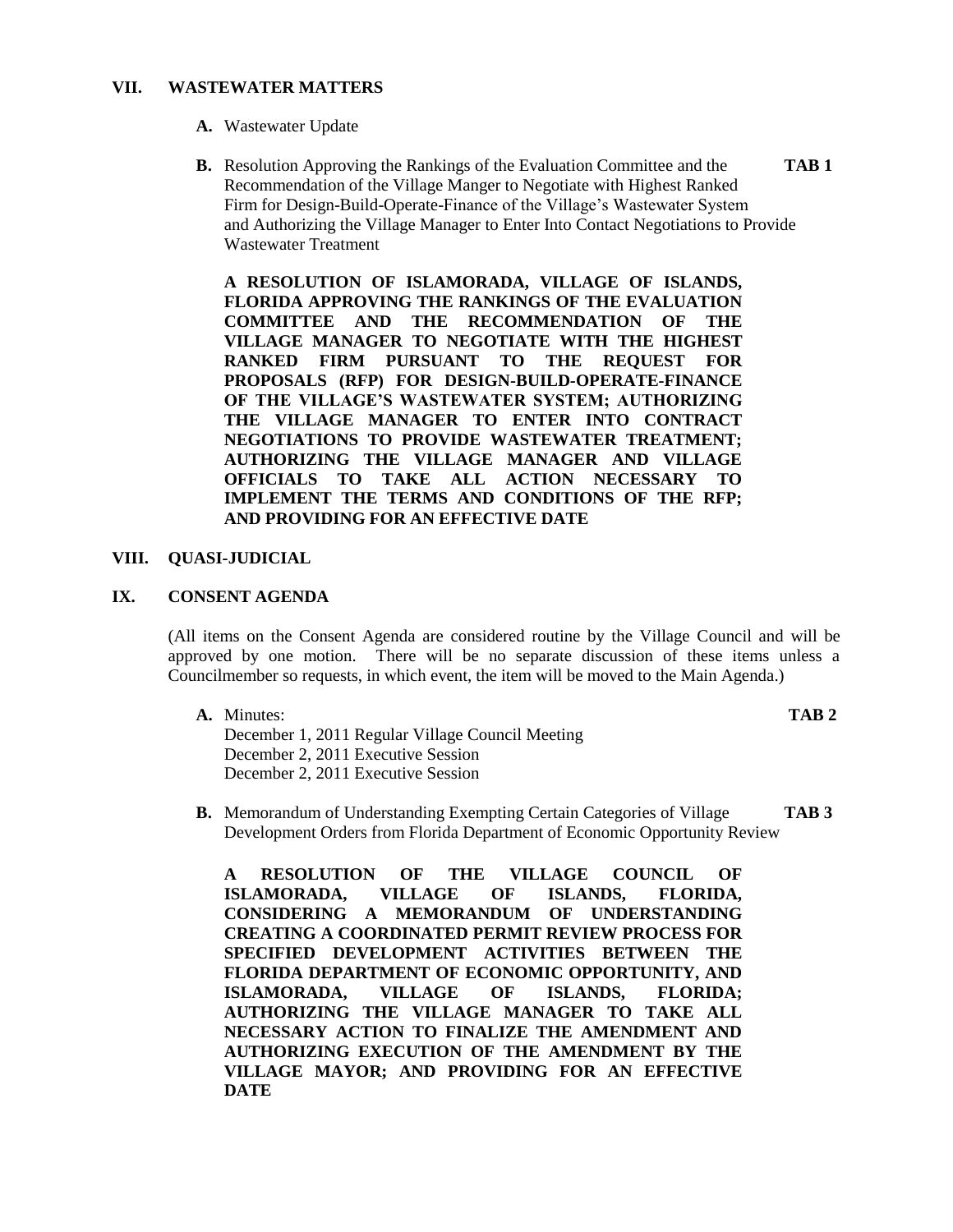## VII. WASTEWATER MATTERS

**A.** Wastewater Update

**B.** Resolution Approving the Rankings of the Evaluation Committee and the Recommendation of the Village Manger to Negotiate with Highest Ranked Firm for Design-Build-Operate-Finance of the Village's Wastewater System and Authorizing the Village Manager to Enter Into Contact Negotiations to Provide Wastewater Treatment **TAB 1**

**A RESOLUTION OF ISLAMORADA, VILLAGE OF ISLANDS, FLORIDA APPROVING THE RANKINGS OF THE EVALUATION COMMITTEE AND THE RECOMMENDATION OF THE VILLAGE MANAGER TO NEGOTIATE WITH THE HIGHEST RANKED FIRM PURSUANT TO THE REQUEST FOR PROPOSALS (RFP) FOR DESIGN-BUILD-OPERATE-FINANCE OF THE VILLAGE'S WASTEWATER SYSTEM; AUTHORIZING THE VILLAGE MANAGER TO ENTER INTO CONTRACT NEGOTIATIONS TO PROVIDE WASTEWATER TREATMENT; AUTHORIZING THE VILLAGE MANAGER AND VILLAGE OFFICIALS TO TAKE ALL ACTION NECESSARY TO IMPLEMENT THE TERMS AND CONDITIONS OF THE RFP; AND PROVIDING FOR AN EFFECTIVE DATE**

## VIII. QUASI-JUDICIAL

## IX. CONSENT AGENDA

(All items on the Consent Agenda are considered routine by the Village Council and will be approved by one motion. There will be no separate discussion of these items unless a Councilmember so requests, in which event, the item will be moved to the Main Agenda.)

**A.** Minutes: **TAB 2**
December 1, 2011 Regular Village Council Meeting
December 2, 2011 Executive Session
December 2, 2011 Executive Session

**B.** Memorandum of Understanding Exempting Certain Categories of Village Development Orders from Florida Department of Economic Opportunity Review **TAB 3**

**A RESOLUTION OF THE VILLAGE COUNCIL OF ISLAMORADA, VILLAGE OF ISLANDS, FLORIDA, CONSIDERING A MEMORANDUM OF UNDERSTANDING CREATING A COORDINATED PERMIT REVIEW PROCESS FOR SPECIFIED DEVELOPMENT ACTIVITIES BETWEEN THE FLORIDA DEPARTMENT OF ECONOMIC OPPORTUNITY, AND ISLAMORADA, VILLAGE OF ISLANDS, FLORIDA; AUTHORIZING THE VILLAGE MANAGER TO TAKE ALL NECESSARY ACTION TO FINALIZE THE AMENDMENT AND AUTHORIZING EXECUTION OF THE AMENDMENT BY THE VILLAGE MAYOR; AND PROVIDING FOR AN EFFECTIVE DATE**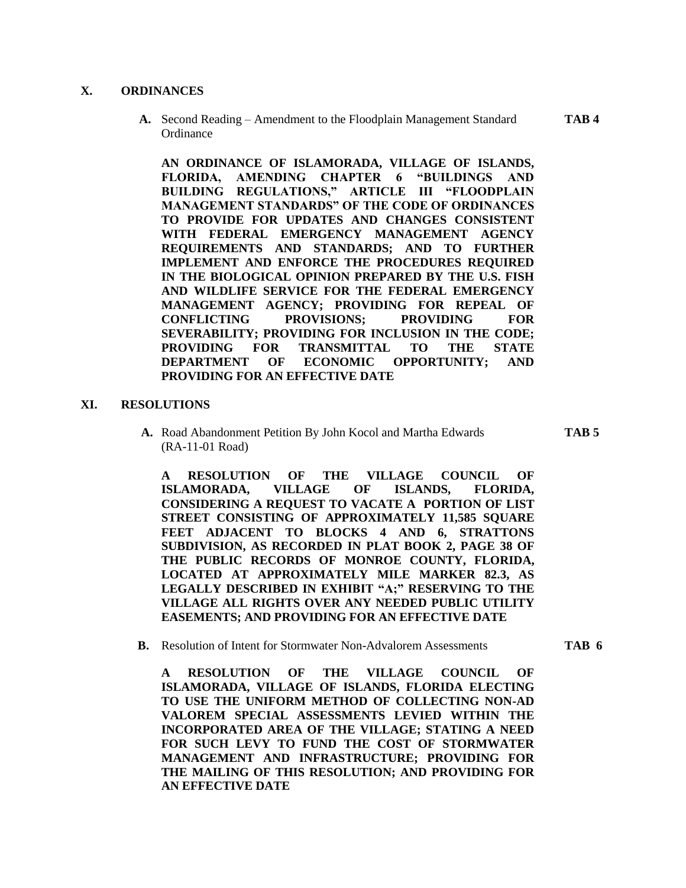## X. ORDINANCES

**A.** Second Reading – Amendment to the Floodplain Management Standard Ordinance **TAB 4**

**AN ORDINANCE OF ISLAMORADA, VILLAGE OF ISLANDS, FLORIDA, AMENDING CHAPTER 6 "BUILDINGS AND BUILDING REGULATIONS," ARTICLE III "FLOODPLAIN MANAGEMENT STANDARDS" OF THE CODE OF ORDINANCES TO PROVIDE FOR UPDATES AND CHANGES CONSISTENT WITH FEDERAL EMERGENCY MANAGEMENT AGENCY REQUIREMENTS AND STANDARDS; AND TO FURTHER IMPLEMENT AND ENFORCE THE PROCEDURES REQUIRED IN THE BIOLOGICAL OPINION PREPARED BY THE U.S. FISH AND WILDLIFE SERVICE FOR THE FEDERAL EMERGENCY MANAGEMENT AGENCY; PROVIDING FOR REPEAL OF CONFLICTING PROVISIONS; PROVIDING FOR SEVERABILITY; PROVIDING FOR INCLUSION IN THE CODE; PROVIDING FOR TRANSMITTAL TO THE STATE DEPARTMENT OF ECONOMIC OPPORTUNITY; AND PROVIDING FOR AN EFFECTIVE DATE**

## XI. RESOLUTIONS

**A.** Road Abandonment Petition By John Kocol and Martha Edwards (RA-11-01 Road) **TAB 5**

**A RESOLUTION OF THE VILLAGE COUNCIL OF ISLAMORADA, VILLAGE OF ISLANDS, FLORIDA, CONSIDERING A REQUEST TO VACATE A PORTION OF LIST STREET CONSISTING OF APPROXIMATELY 11,585 SQUARE FEET ADJACENT TO BLOCKS 4 AND 6, STRATTONS SUBDIVISION, AS RECORDED IN PLAT BOOK 2, PAGE 38 OF THE PUBLIC RECORDS OF MONROE COUNTY, FLORIDA, LOCATED AT APPROXIMATELY MILE MARKER 82.3, AS LEGALLY DESCRIBED IN EXHIBIT "A;" RESERVING TO THE VILLAGE ALL RIGHTS OVER ANY NEEDED PUBLIC UTILITY EASEMENTS; AND PROVIDING FOR AN EFFECTIVE DATE**

**B.** Resolution of Intent for Stormwater Non-Advalorem Assessments **TAB 6**

**A RESOLUTION OF THE VILLAGE COUNCIL OF ISLAMORADA, VILLAGE OF ISLANDS, FLORIDA ELECTING TO USE THE UNIFORM METHOD OF COLLECTING NON-AD VALOREM SPECIAL ASSESSMENTS LEVIED WITHIN THE INCORPORATED AREA OF THE VILLAGE; STATING A NEED FOR SUCH LEVY TO FUND THE COST OF STORMWATER MANAGEMENT AND INFRASTRUCTURE; PROVIDING FOR THE MAILING OF THIS RESOLUTION; AND PROVIDING FOR AN EFFECTIVE DATE**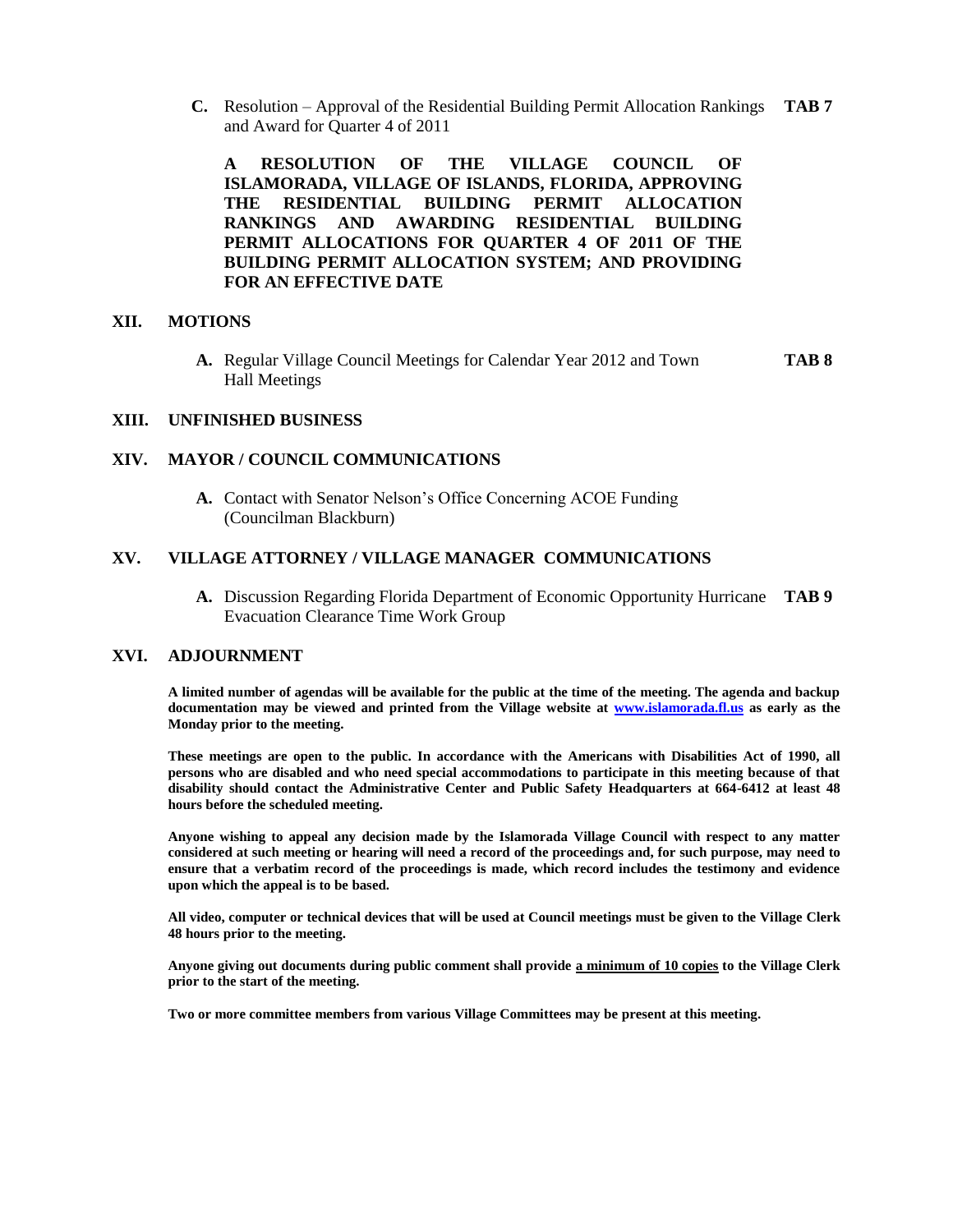**C.** Resolution – Approval of the Residential Building Permit Allocation Rankings and Award for Quarter 4 of 2011 **TAB 7**

**A RESOLUTION OF THE VILLAGE COUNCIL OF ISLAMORADA, VILLAGE OF ISLANDS, FLORIDA, APPROVING THE RESIDENTIAL BUILDING PERMIT ALLOCATION RANKINGS AND AWARDING RESIDENTIAL BUILDING PERMIT ALLOCATIONS FOR QUARTER 4 OF 2011 OF THE BUILDING PERMIT ALLOCATION SYSTEM; AND PROVIDING FOR AN EFFECTIVE DATE**

## XII. MOTIONS

**A.** Regular Village Council Meetings for Calendar Year 2012 and Town Hall Meetings **TAB 8**

## XIII. UNFINISHED BUSINESS

## XIV. MAYOR / COUNCIL COMMUNICATIONS

**A.** Contact with Senator Nelson's Office Concerning ACOE Funding (Councilman Blackburn)

## XV. VILLAGE ATTORNEY / VILLAGE MANAGER COMMUNICATIONS

**A.** Discussion Regarding Florida Department of Economic Opportunity Hurricane Evacuation Clearance Time Work Group **TAB 9**

## XVI. ADJOURNMENT

**A limited number of agendas will be available for the public at the time of the meeting. The agenda and backup documentation may be viewed and printed from the Village website at [www.islamorada.fl.us](http://www.islamorada.fl.us) as early as the Monday prior to the meeting.**

**These meetings are open to the public. In accordance with the Americans with Disabilities Act of 1990, all persons who are disabled and who need special accommodations to participate in this meeting because of that disability should contact the Administrative Center and Public Safety Headquarters at 664-6412 at least 48 hours before the scheduled meeting.**

**Anyone wishing to appeal any decision made by the Islamorada Village Council with respect to any matter considered at such meeting or hearing will need a record of the proceedings and, for such purpose, may need to ensure that a verbatim record of the proceedings is made, which record includes the testimony and evidence upon which the appeal is to be based.**

**All video, computer or technical devices that will be used at Council meetings must be given to the Village Clerk 48 hours prior to the meeting.**

**Anyone giving out documents during public comment shall provide <u>a minimum of 10 copies</u> to the Village Clerk prior to the start of the meeting.**

**Two or more committee members from various Village Committees may be present at this meeting.**